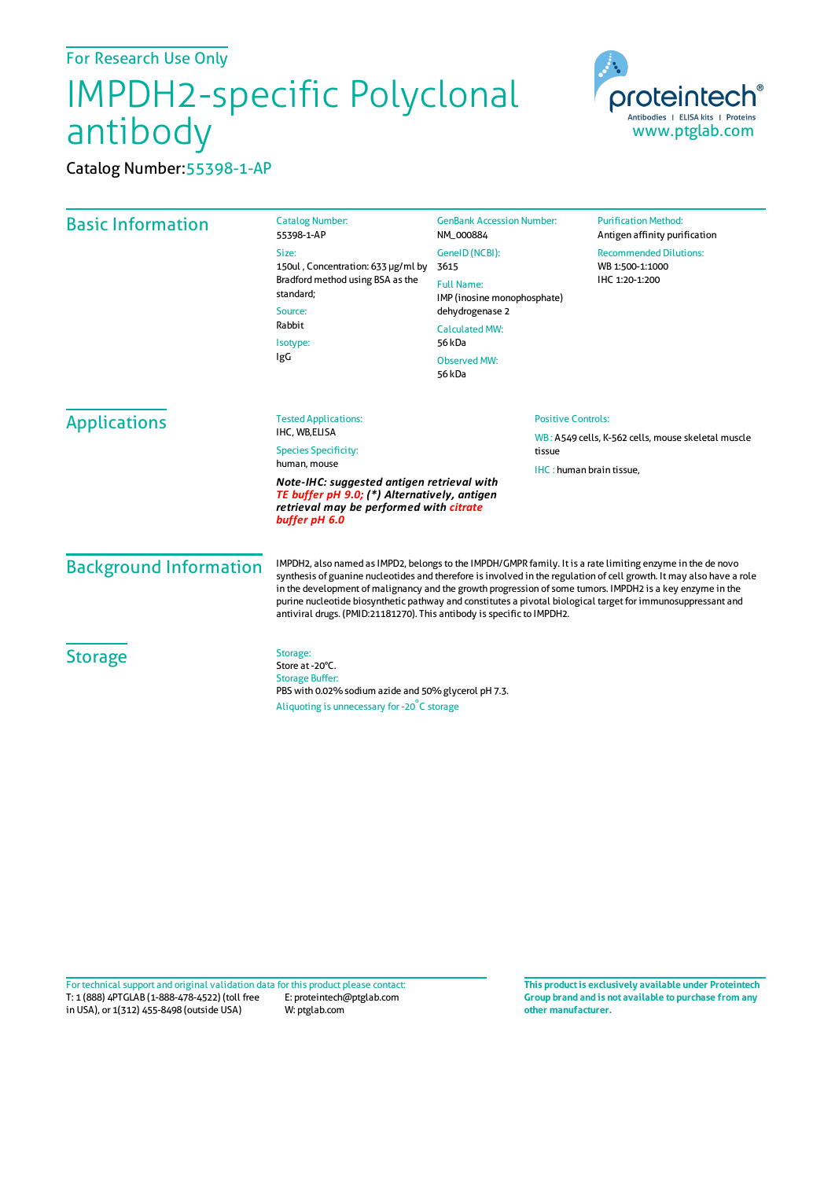For Research Use Only

# IMPDH2-specific Polyclonal antibody

Catalog Number: 55398-1-AP

proteintech® Antibodies | ELISA kits | Proteins
www.ptglab.com

## Basic Information

**Catalog Number:**
55398-1-AP

**Size:**
150ul , Concentration: 633 μg/ml by Bradford method using BSA as the standard;

**Source:**
Rabbit

**Isotype:**
IgG

**GenBank Accession Number:**
NM_000884

**GeneID (NCBI):**
3615

**Full Name:**
IMP (inosine monophosphate) dehydrogenase 2

**Calculated MW:**
56 kDa

**Observed MW:**
56 kDa

**Purification Method:**
Antigen affinity purification

**Recommended Dilutions:**
WB 1:500-1:1000
IHC 1:20-1:200

## Applications

**Tested Applications:**
IHC, WB,ELISA

**Species Specificity:**
human, mouse

***Note-IHC: suggested antigen retrieval with TE buffer pH 9.0; (\*) Alternatively, antigen retrieval may be performed with citrate buffer pH 6.0***

**Positive Controls:**

WB : A549 cells, K-562 cells, mouse skeletal muscle tissue

IHC : human brain tissue,

## Background Information

IMPDH2, also named as IMPD2, belongs to the IMPDH/GMPR family. It is a rate limiting enzyme in the de novo synthesis of guanine nucleotides and therefore is involved in the regulation of cell growth. It may also have a role in the development of malignancy and the growth progression of some tumors. IMPDH2 is a key enzyme in the purine nucleotide biosynthetic pathway and constitutes a pivotal biological target for immunosuppressant and antiviral drugs. (PMID:21181270). This antibody is specific to IMPDH2.

## Storage

**Storage:**
Store at -20°C.

**Storage Buffer:**
PBS with 0.02% sodium azide and 50% glycerol pH 7.3.

Aliquoting is unnecessary for -20°C storage

For technical support and original validation data for this product please contact:
T: 1 (888) 4PTGLAB (1-888-478-4522) (toll free in USA), or 1(312) 455-8498 (outside USA)
E: proteintech@ptglab.com
W: ptglab.com

**This product is exclusively available under Proteintech Group brand and is not available to purchase from any other manufacturer.**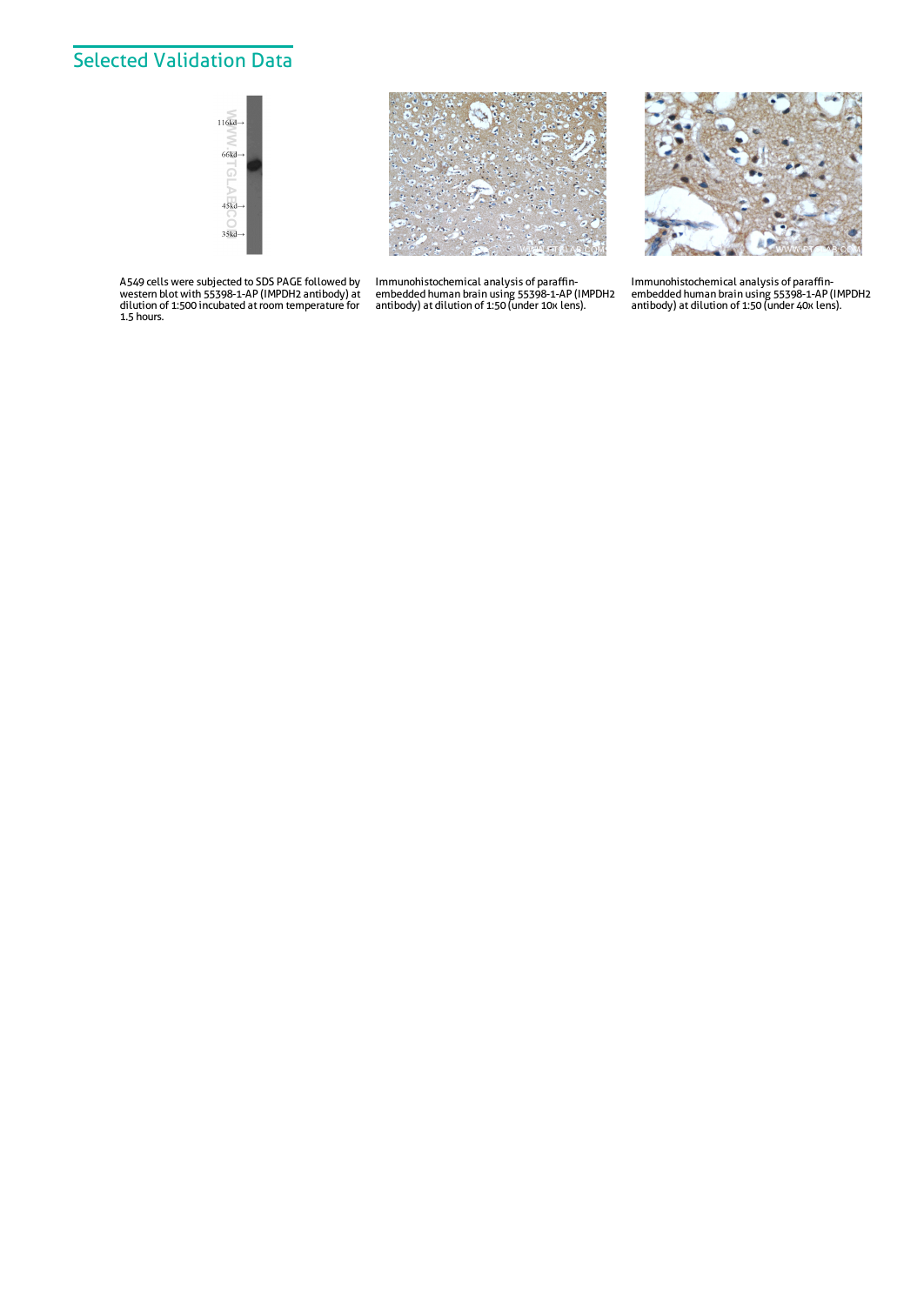## Selected Validation Data

116kd→
66kd→
45kd→
35kd→

A549 cells were subjected to SDS PAGE followed by western blot with 55398-1-AP (IMPDH2 antibody) at dilution of 1:500 incubated at room temperature for 1.5 hours.

Immunohistochemical analysis of paraffin-embedded human brain using 55398-1-AP (IMPDH2 antibody) at dilution of 1:50 (under 10x lens).

Immunohistochemical analysis of paraffin-embedded human brain using 55398-1-AP (IMPDH2 antibody) at dilution of 1:50 (under 40x lens).